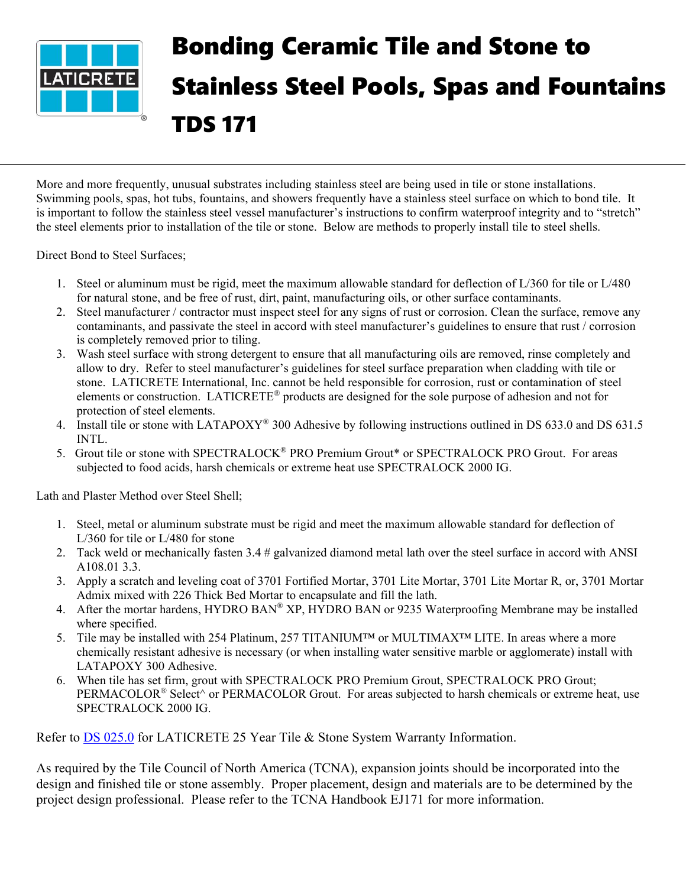# Bonding Ceramic Tile and Stone to Stainless Steel Pools, Spas and Fountains

# TDS 171

More and more frequently, unusual substrates including stainless steel are being used in tile or stone installations. Swimming pools, spas, hot tubs, fountains, and showers frequently have a stainless steel surface on which to bond tile. It is important to follow the stainless steel vessel manufacturer's instructions to confirm waterproof integrity and to "stretch" the steel elements prior to installation of the tile or stone. Below are methods to properly install tile to steel shells.

Direct Bond to Steel Surfaces;

1. Steel or aluminum must be rigid, meet the maximum allowable standard for deflection of L/360 for tile or L/480 for natural stone, and be free of rust, dirt, paint, manufacturing oils, or other surface contaminants.
2. Steel manufacturer / contractor must inspect steel for any signs of rust or corrosion. Clean the surface, remove any contaminants, and passivate the steel in accord with steel manufacturer's guidelines to ensure that rust / corrosion is completely removed prior to tiling.
3. Wash steel surface with strong detergent to ensure that all manufacturing oils are removed, rinse completely and allow to dry. Refer to steel manufacturer's guidelines for steel surface preparation when cladding with tile or stone. LATICRETE International, Inc. cannot be held responsible for corrosion, rust or contamination of steel elements or construction. LATICRETE® products are designed for the sole purpose of adhesion and not for protection of steel elements.
4. Install tile or stone with LATAPOXY® 300 Adhesive by following instructions outlined in DS 633.0 and DS 631.5 INTL.
5. Grout tile or stone with SPECTRALOCK® PRO Premium Grout* or SPECTRALOCK PRO Grout. For areas subjected to food acids, harsh chemicals or extreme heat use SPECTRALOCK 2000 IG.

Lath and Plaster Method over Steel Shell;

1. Steel, metal or aluminum substrate must be rigid and meet the maximum allowable standard for deflection of L/360 for tile or L/480 for stone
2. Tack weld or mechanically fasten 3.4 # galvanized diamond metal lath over the steel surface in accord with ANSI A108.01 3.3.
3. Apply a scratch and leveling coat of 3701 Fortified Mortar, 3701 Lite Mortar, 3701 Lite Mortar R, or, 3701 Mortar Admix mixed with 226 Thick Bed Mortar to encapsulate and fill the lath.
4. After the mortar hardens, HYDRO BAN® XP, HYDRO BAN or 9235 Waterproofing Membrane may be installed where specified.
5. Tile may be installed with 254 Platinum, 257 TITANIUM™ or MULTIMAX™ LITE. In areas where a more chemically resistant adhesive is necessary (or when installing water sensitive marble or agglomerate) install with LATAPOXY 300 Adhesive.
6. When tile has set firm, grout with SPECTRALOCK PRO Premium Grout, SPECTRALOCK PRO Grout; PERMACOLOR® Select^ or PERMACOLOR Grout. For areas subjected to harsh chemicals or extreme heat, use SPECTRALOCK 2000 IG.

Refer to DS 025.0 for LATICRETE 25 Year Tile & Stone System Warranty Information.

As required by the Tile Council of North America (TCNA), expansion joints should be incorporated into the design and finished tile or stone assembly. Proper placement, design and materials are to be determined by the project design professional. Please refer to the TCNA Handbook EJ171 for more information.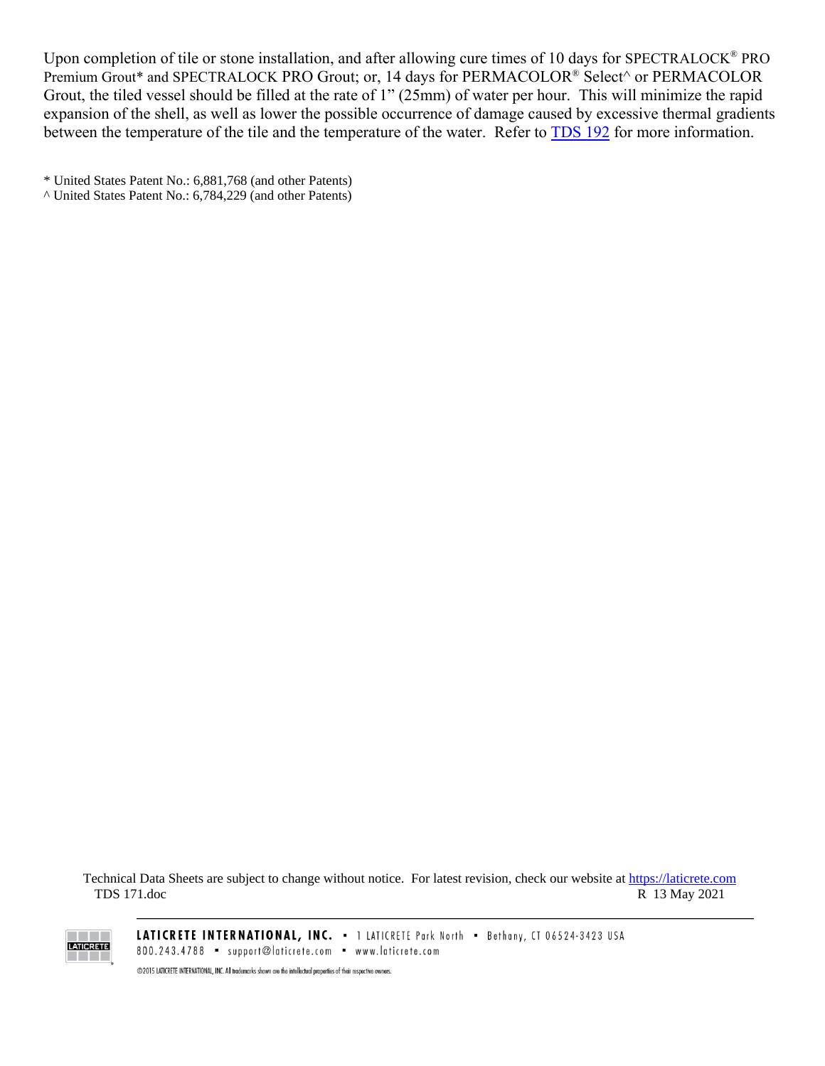Upon completion of tile or stone installation, and after allowing cure times of 10 days for SPECTRALOCK® PRO Premium Grout* and SPECTRALOCK PRO Grout; or, 14 days for PERMACOLOR® Select^ or PERMACOLOR Grout, the tiled vessel should be filled at the rate of 1" (25mm) of water per hour. This will minimize the rapid expansion of the shell, as well as lower the possible occurrence of damage caused by excessive thermal gradients between the temperature of the tile and the temperature of the water. Refer to [TDS 192](TDS 192) for more information.

* United States Patent No.: 6,881,768 (and other Patents)
^ United States Patent No.: 6,784,229 (and other Patents)

Technical Data Sheets are subject to change without notice. For latest revision, check our website at https://laticrete.com
TDS 171.doc R 13 May 2021

**LATICRETE INTERNATIONAL, INC.** ▪ 1 LATICRETE Park North ▪ Bethany, CT 06524-3423 USA
800.243.4788 ▪ support@laticrete.com ▪ www.laticrete.com

©2015 LATICRETE INTERNATIONAL, INC. All trademarks shown are the intellectual properties of their respective owners.